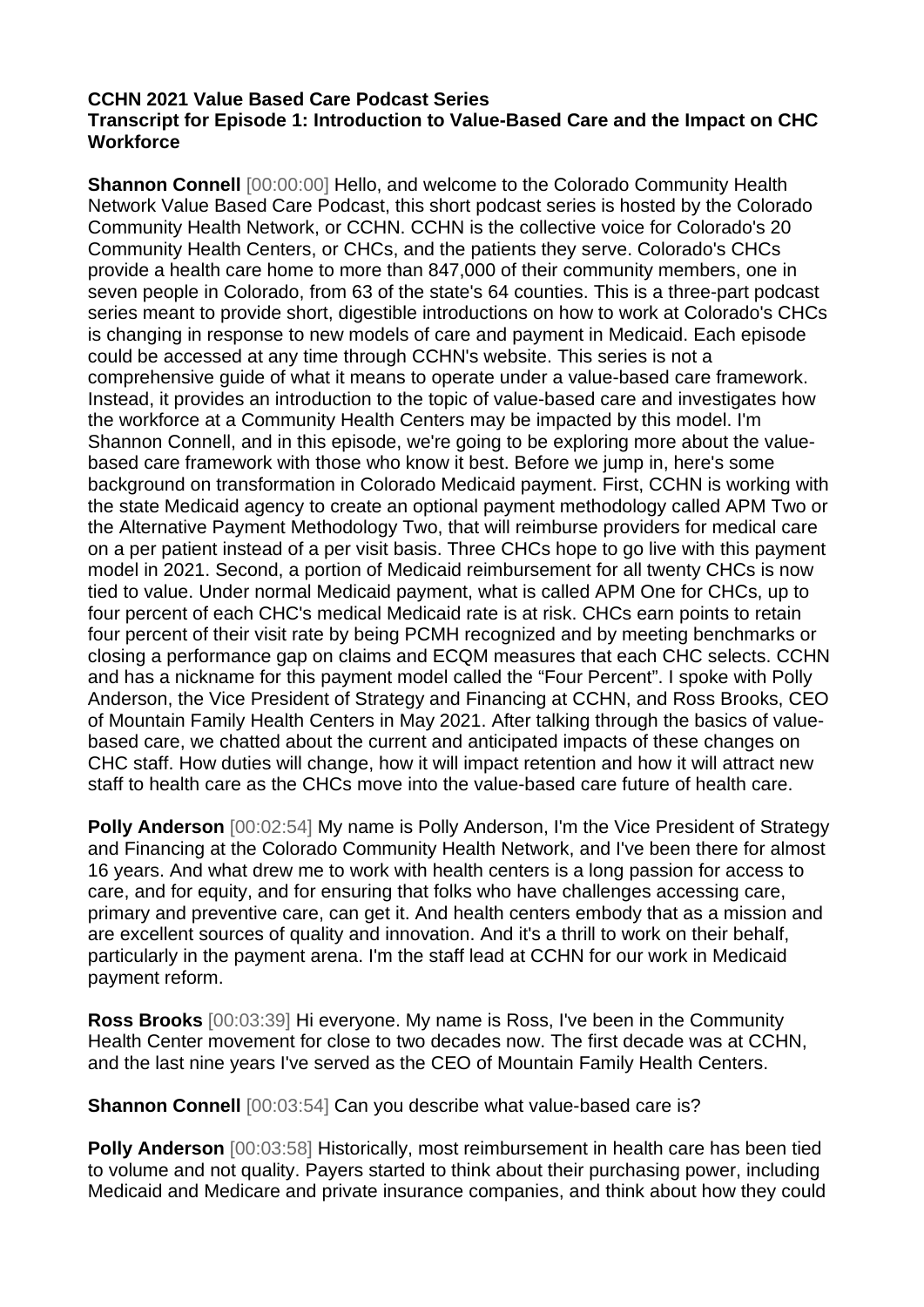**CCHN 2021 Value Based Care Podcast Series**
**Transcript for Episode 1: Introduction to Value-Based Care and the Impact on CHC Workforce**

**Shannon Connell** [00:00:00] Hello, and welcome to the Colorado Community Health Network Value Based Care Podcast, this short podcast series is hosted by the Colorado Community Health Network, or CCHN. CCHN is the collective voice for Colorado's 20 Community Health Centers, or CHCs, and the patients they serve. Colorado's CHCs provide a health care home to more than 847,000 of their community members, one in seven people in Colorado, from 63 of the state's 64 counties. This is a three-part podcast series meant to provide short, digestible introductions on how to work at Colorado's CHCs is changing in response to new models of care and payment in Medicaid. Each episode could be accessed at any time through CCHN's website. This series is not a comprehensive guide of what it means to operate under a value-based care framework. Instead, it provides an introduction to the topic of value-based care and investigates how the workforce at a Community Health Centers may be impacted by this model. I'm Shannon Connell, and in this episode, we're going to be exploring more about the value-based care framework with those who know it best. Before we jump in, here's some background on transformation in Colorado Medicaid payment. First, CCHN is working with the state Medicaid agency to create an optional payment methodology called APM Two or the Alternative Payment Methodology Two, that will reimburse providers for medical care on a per patient instead of a per visit basis. Three CHCs hope to go live with this payment model in 2021. Second, a portion of Medicaid reimbursement for all twenty CHCs is now tied to value. Under normal Medicaid payment, what is called APM One for CHCs, up to four percent of each CHC's medical Medicaid rate is at risk. CHCs earn points to retain four percent of their visit rate by being PCMH recognized and by meeting benchmarks or closing a performance gap on claims and ECQM measures that each CHC selects. CCHN and has a nickname for this payment model called the “Four Percent”. I spoke with Polly Anderson, the Vice President of Strategy and Financing at CCHN, and Ross Brooks, CEO of Mountain Family Health Centers in May 2021. After talking through the basics of value-based care, we chatted about the current and anticipated impacts of these changes on CHC staff. How duties will change, how it will impact retention and how it will attract new staff to health care as the CHCs move into the value-based care future of health care.

**Polly Anderson** [00:02:54] My name is Polly Anderson, I'm the Vice President of Strategy and Financing at the Colorado Community Health Network, and I've been there for almost 16 years. And what drew me to work with health centers is a long passion for access to care, and for equity, and for ensuring that folks who have challenges accessing care, primary and preventive care, can get it. And health centers embody that as a mission and are excellent sources of quality and innovation. And it's a thrill to work on their behalf, particularly in the payment arena. I'm the staff lead at CCHN for our work in Medicaid payment reform.

**Ross Brooks** [00:03:39] Hi everyone. My name is Ross, I've been in the Community Health Center movement for close to two decades now. The first decade was at CCHN, and the last nine years I've served as the CEO of Mountain Family Health Centers.

**Shannon Connell** [00:03:54] Can you describe what value-based care is?

**Polly Anderson** [00:03:58] Historically, most reimbursement in health care has been tied to volume and not quality. Payers started to think about their purchasing power, including Medicaid and Medicare and private insurance companies, and think about how they could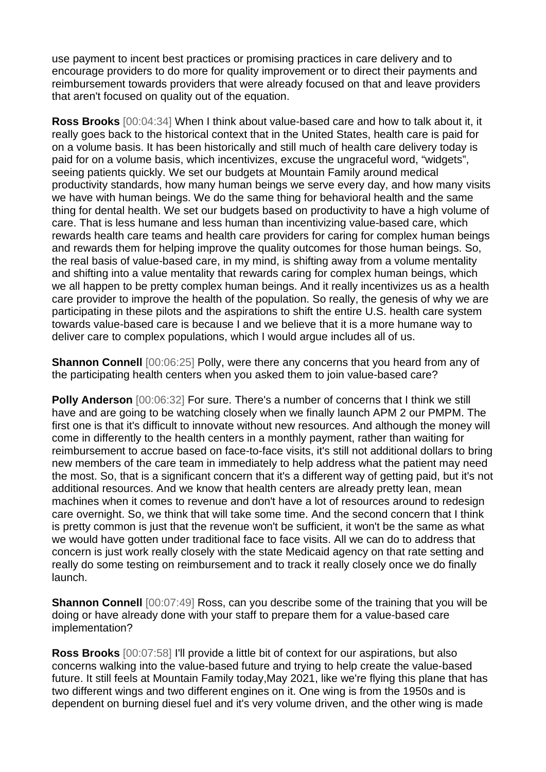use payment to incent best practices or promising practices in care delivery and to encourage providers to do more for quality improvement or to direct their payments and reimbursement towards providers that were already focused on that and leave providers that aren't focused on quality out of the equation.

**Ross Brooks** [00:04:34] When I think about value-based care and how to talk about it, it really goes back to the historical context that in the United States, health care is paid for on a volume basis. It has been historically and still much of health care delivery today is paid for on a volume basis, which incentivizes, excuse the ungraceful word, "widgets", seeing patients quickly. We set our budgets at Mountain Family around medical productivity standards, how many human beings we serve every day, and how many visits we have with human beings. We do the same thing for behavioral health and the same thing for dental health. We set our budgets based on productivity to have a high volume of care. That is less humane and less human than incentivizing value-based care, which rewards health care teams and health care providers for caring for complex human beings and rewards them for helping improve the quality outcomes for those human beings. So, the real basis of value-based care, in my mind, is shifting away from a volume mentality and shifting into a value mentality that rewards caring for complex human beings, which we all happen to be pretty complex human beings. And it really incentivizes us as a health care provider to improve the health of the population. So really, the genesis of why we are participating in these pilots and the aspirations to shift the entire U.S. health care system towards value-based care is because I and we believe that it is a more humane way to deliver care to complex populations, which I would argue includes all of us.

**Shannon Connell** [00:06:25] Polly, were there any concerns that you heard from any of the participating health centers when you asked them to join value-based care?

**Polly Anderson** [00:06:32] For sure. There's a number of concerns that I think we still have and are going to be watching closely when we finally launch APM 2 our PMPM. The first one is that it's difficult to innovate without new resources. And although the money will come in differently to the health centers in a monthly payment, rather than waiting for reimbursement to accrue based on face-to-face visits, it's still not additional dollars to bring new members of the care team in immediately to help address what the patient may need the most. So, that is a significant concern that it's a different way of getting paid, but it's not additional resources. And we know that health centers are already pretty lean, mean machines when it comes to revenue and don't have a lot of resources around to redesign care overnight. So, we think that will take some time. And the second concern that I think is pretty common is just that the revenue won't be sufficient, it won't be the same as what we would have gotten under traditional face to face visits. All we can do to address that concern is just work really closely with the state Medicaid agency on that rate setting and really do some testing on reimbursement and to track it really closely once we do finally launch.

**Shannon Connell** [00:07:49] Ross, can you describe some of the training that you will be doing or have already done with your staff to prepare them for a value-based care implementation?

**Ross Brooks** [00:07:58] I'll provide a little bit of context for our aspirations, but also concerns walking into the value-based future and trying to help create the value-based future. It still feels at Mountain Family today,May 2021, like we're flying this plane that has two different wings and two different engines on it. One wing is from the 1950s and is dependent on burning diesel fuel and it's very volume driven, and the other wing is made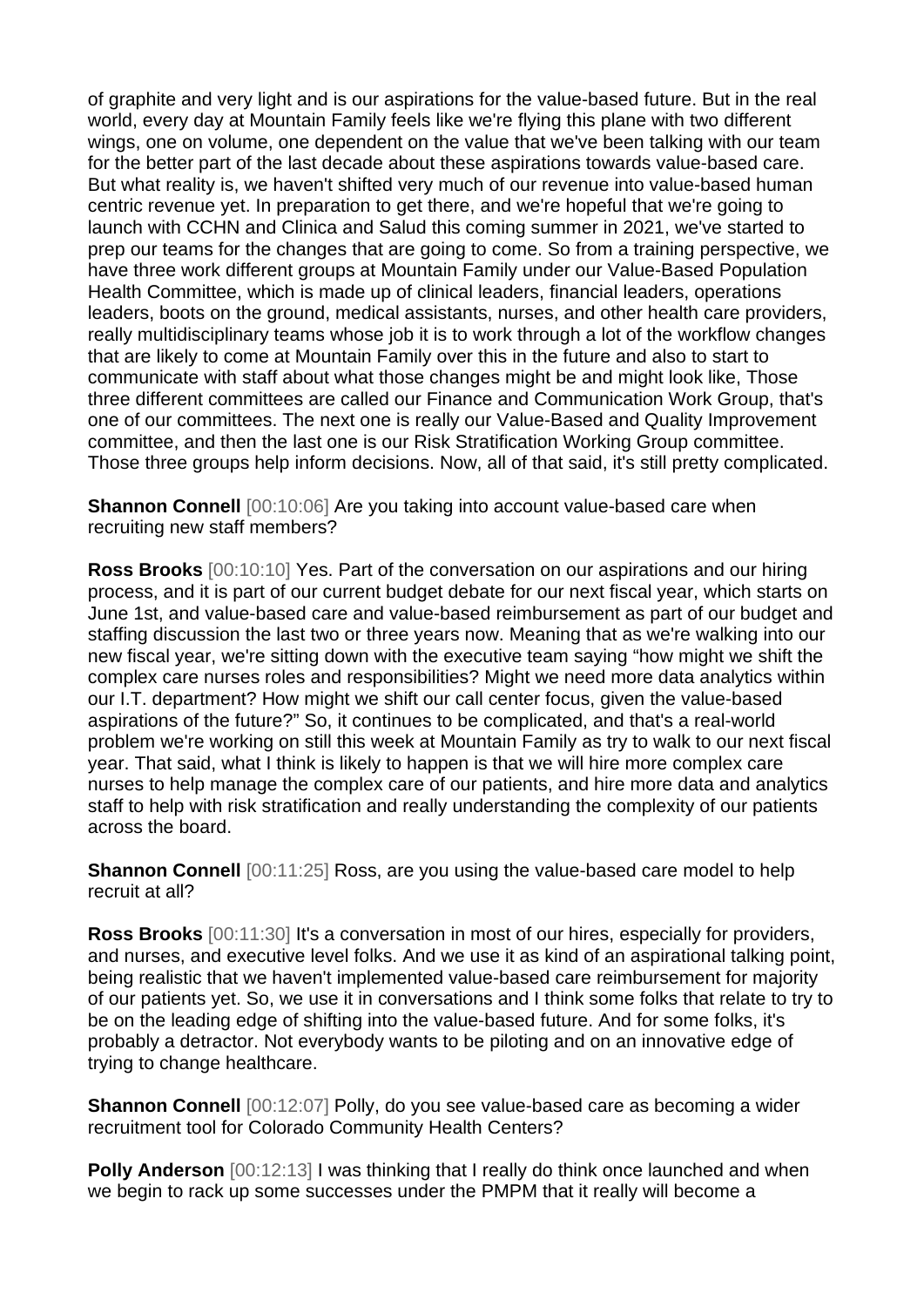of graphite and very light and is our aspirations for the value-based future. But in the real world, every day at Mountain Family feels like we're flying this plane with two different wings, one on volume, one dependent on the value that we've been talking with our team for the better part of the last decade about these aspirations towards value-based care. But what reality is, we haven't shifted very much of our revenue into value-based human centric revenue yet. In preparation to get there, and we're hopeful that we're going to launch with CCHN and Clinica and Salud this coming summer in 2021, we've started to prep our teams for the changes that are going to come. So from a training perspective, we have three work different groups at Mountain Family under our Value-Based Population Health Committee, which is made up of clinical leaders, financial leaders, operations leaders, boots on the ground, medical assistants, nurses, and other health care providers, really multidisciplinary teams whose job it is to work through a lot of the workflow changes that are likely to come at Mountain Family over this in the future and also to start to communicate with staff about what those changes might be and might look like, Those three different committees are called our Finance and Communication Work Group, that's one of our committees. The next one is really our Value-Based and Quality Improvement committee, and then the last one is our Risk Stratification Working Group committee. Those three groups help inform decisions. Now, all of that said, it's still pretty complicated.

**Shannon Connell** [00:10:06] Are you taking into account value-based care when recruiting new staff members?

**Ross Brooks** [00:10:10] Yes. Part of the conversation on our aspirations and our hiring process, and it is part of our current budget debate for our next fiscal year, which starts on June 1st, and value-based care and value-based reimbursement as part of our budget and staffing discussion the last two or three years now. Meaning that as we're walking into our new fiscal year, we're sitting down with the executive team saying "how might we shift the complex care nurses roles and responsibilities? Might we need more data analytics within our I.T. department? How might we shift our call center focus, given the value-based aspirations of the future?" So, it continues to be complicated, and that's a real-world problem we're working on still this week at Mountain Family as try to walk to our next fiscal year. That said, what I think is likely to happen is that we will hire more complex care nurses to help manage the complex care of our patients, and hire more data and analytics staff to help with risk stratification and really understanding the complexity of our patients across the board.

**Shannon Connell** [00:11:25] Ross, are you using the value-based care model to help recruit at all?

**Ross Brooks** [00:11:30] It's a conversation in most of our hires, especially for providers, and nurses, and executive level folks. And we use it as kind of an aspirational talking point, being realistic that we haven't implemented value-based care reimbursement for majority of our patients yet. So, we use it in conversations and I think some folks that relate to try to be on the leading edge of shifting into the value-based future. And for some folks, it's probably a detractor. Not everybody wants to be piloting and on an innovative edge of trying to change healthcare.

**Shannon Connell** [00:12:07] Polly, do you see value-based care as becoming a wider recruitment tool for Colorado Community Health Centers?

**Polly Anderson** [00:12:13] I was thinking that I really do think once launched and when we begin to rack up some successes under the PMPM that it really will become a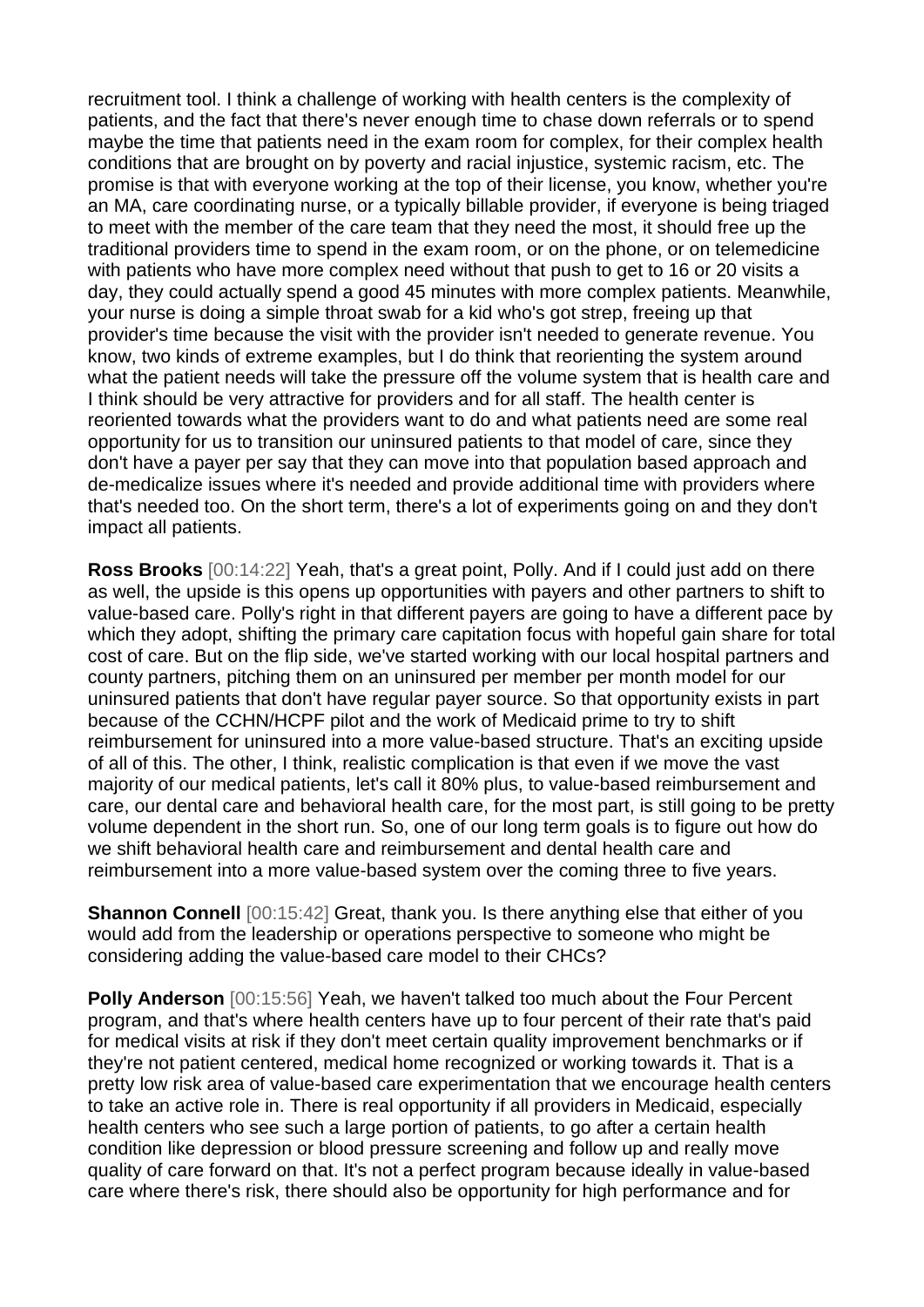recruitment tool. I think a challenge of working with health centers is the complexity of patients, and the fact that there's never enough time to chase down referrals or to spend maybe the time that patients need in the exam room for complex, for their complex health conditions that are brought on by poverty and racial injustice, systemic racism, etc. The promise is that with everyone working at the top of their license, you know, whether you're an MA, care coordinating nurse, or a typically billable provider, if everyone is being triaged to meet with the member of the care team that they need the most, it should free up the traditional providers time to spend in the exam room, or on the phone, or on telemedicine with patients who have more complex need without that push to get to 16 or 20 visits a day, they could actually spend a good 45 minutes with more complex patients. Meanwhile, your nurse is doing a simple throat swab for a kid who's got strep, freeing up that provider's time because the visit with the provider isn't needed to generate revenue. You know, two kinds of extreme examples, but I do think that reorienting the system around what the patient needs will take the pressure off the volume system that is health care and I think should be very attractive for providers and for all staff. The health center is reoriented towards what the providers want to do and what patients need are some real opportunity for us to transition our uninsured patients to that model of care, since they don't have a payer per say that they can move into that population based approach and de-medicalize issues where it's needed and provide additional time with providers where that's needed too. On the short term, there's a lot of experiments going on and they don't impact all patients.

**Ross Brooks** [00:14:22] Yeah, that's a great point, Polly. And if I could just add on there as well, the upside is this opens up opportunities with payers and other partners to shift to value-based care. Polly's right in that different payers are going to have a different pace by which they adopt, shifting the primary care capitation focus with hopeful gain share for total cost of care. But on the flip side, we've started working with our local hospital partners and county partners, pitching them on an uninsured per member per month model for our uninsured patients that don't have regular payer source. So that opportunity exists in part because of the CCHN/HCPF pilot and the work of Medicaid prime to try to shift reimbursement for uninsured into a more value-based structure. That's an exciting upside of all of this. The other, I think, realistic complication is that even if we move the vast majority of our medical patients, let's call it 80% plus, to value-based reimbursement and care, our dental care and behavioral health care, for the most part, is still going to be pretty volume dependent in the short run. So, one of our long term goals is to figure out how do we shift behavioral health care and reimbursement and dental health care and reimbursement into a more value-based system over the coming three to five years.

**Shannon Connell** [00:15:42] Great, thank you. Is there anything else that either of you would add from the leadership or operations perspective to someone who might be considering adding the value-based care model to their CHCs?

**Polly Anderson** [00:15:56] Yeah, we haven't talked too much about the Four Percent program, and that's where health centers have up to four percent of their rate that's paid for medical visits at risk if they don't meet certain quality improvement benchmarks or if they're not patient centered, medical home recognized or working towards it. That is a pretty low risk area of value-based care experimentation that we encourage health centers to take an active role in. There is real opportunity if all providers in Medicaid, especially health centers who see such a large portion of patients, to go after a certain health condition like depression or blood pressure screening and follow up and really move quality of care forward on that. It's not a perfect program because ideally in value-based care where there's risk, there should also be opportunity for high performance and for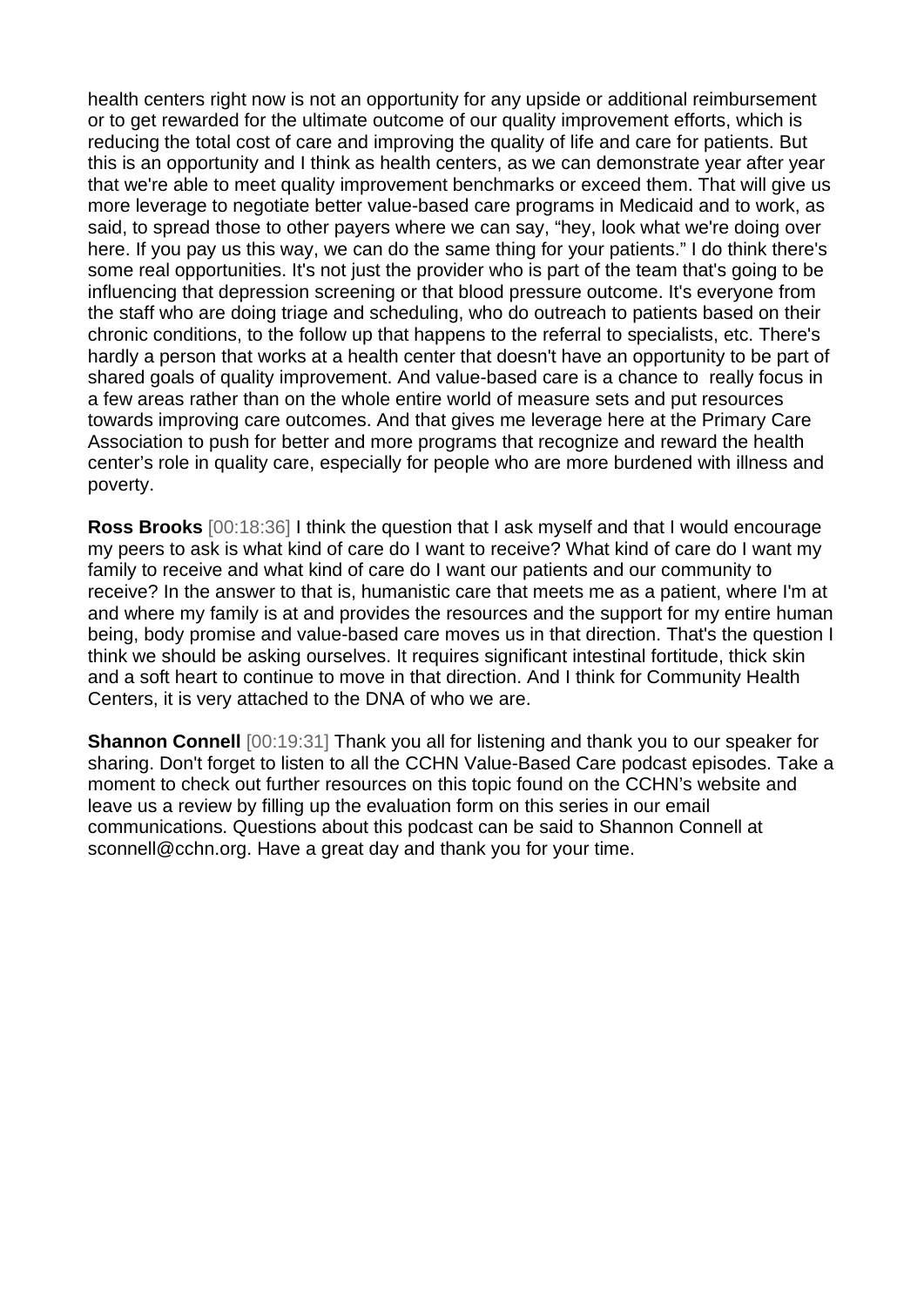health centers right now is not an opportunity for any upside or additional reimbursement or to get rewarded for the ultimate outcome of our quality improvement efforts, which is reducing the total cost of care and improving the quality of life and care for patients. But this is an opportunity and I think as health centers, as we can demonstrate year after year that we're able to meet quality improvement benchmarks or exceed them. That will give us more leverage to negotiate better value-based care programs in Medicaid and to work, as said, to spread those to other payers where we can say, "hey, look what we're doing over here. If you pay us this way, we can do the same thing for your patients." I do think there's some real opportunities. It's not just the provider who is part of the team that's going to be influencing that depression screening or that blood pressure outcome. It's everyone from the staff who are doing triage and scheduling, who do outreach to patients based on their chronic conditions, to the follow up that happens to the referral to specialists, etc. There's hardly a person that works at a health center that doesn't have an opportunity to be part of shared goals of quality improvement. And value-based care is a chance to really focus in a few areas rather than on the whole entire world of measure sets and put resources towards improving care outcomes. And that gives me leverage here at the Primary Care Association to push for better and more programs that recognize and reward the health center's role in quality care, especially for people who are more burdened with illness and poverty.

**Ross Brooks** [00:18:36] I think the question that I ask myself and that I would encourage my peers to ask is what kind of care do I want to receive? What kind of care do I want my family to receive and what kind of care do I want our patients and our community to receive? In the answer to that is, humanistic care that meets me as a patient, where I'm at and where my family is at and provides the resources and the support for my entire human being, body promise and value-based care moves us in that direction. That's the question I think we should be asking ourselves. It requires significant intestinal fortitude, thick skin and a soft heart to continue to move in that direction. And I think for Community Health Centers, it is very attached to the DNA of who we are.

**Shannon Connell** [00:19:31] Thank you all for listening and thank you to our speaker for sharing. Don't forget to listen to all the CCHN Value-Based Care podcast episodes. Take a moment to check out further resources on this topic found on the CCHN's website and leave us a review by filling up the evaluation form on this series in our email communications. Questions about this podcast can be said to Shannon Connell at sconnell@cchn.org. Have a great day and thank you for your time.